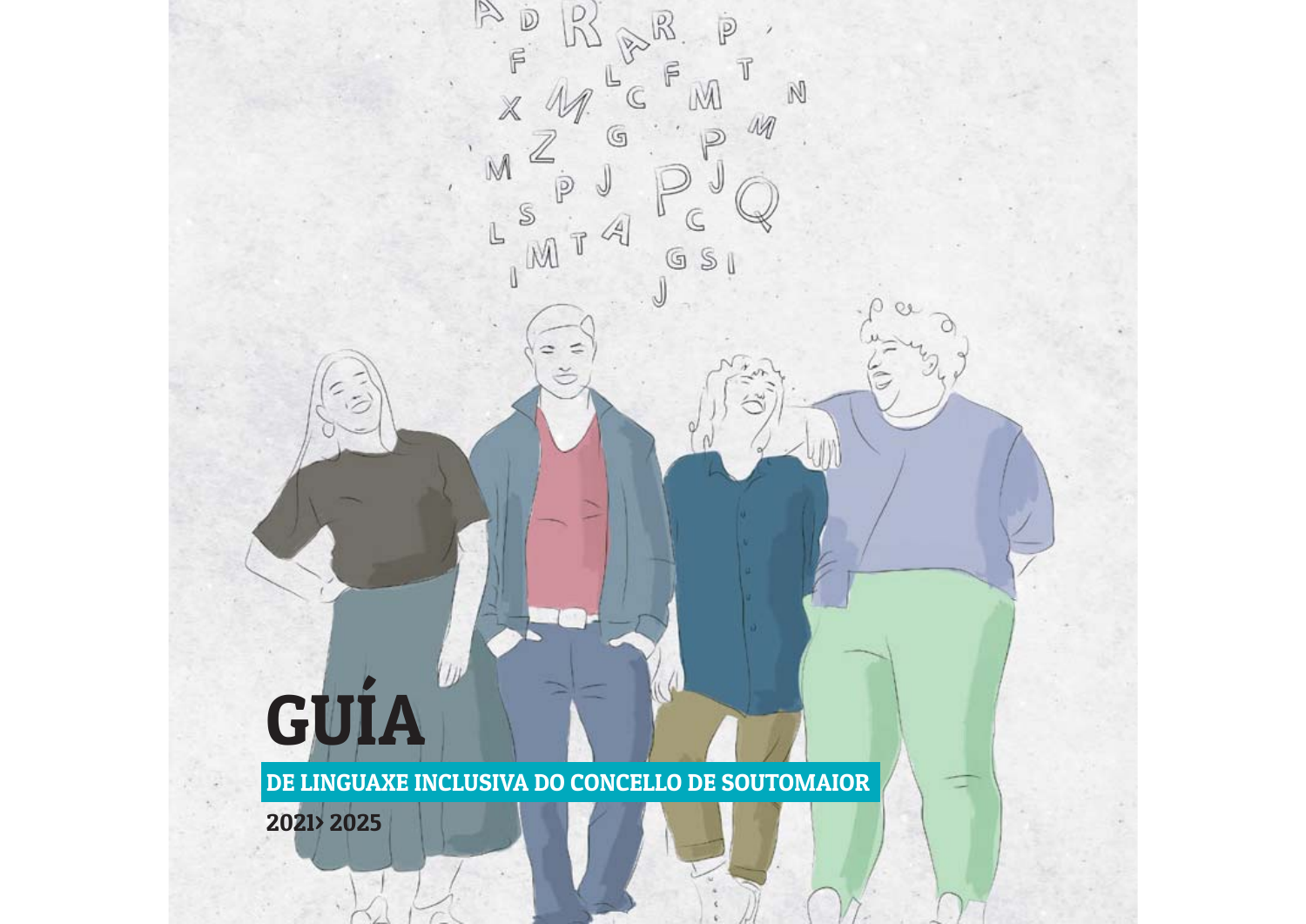# GUÍA

## DE LINGUAXE INCLUSIVA DO CONCELLO DE SOUTOMAIOR

**2021> 2025**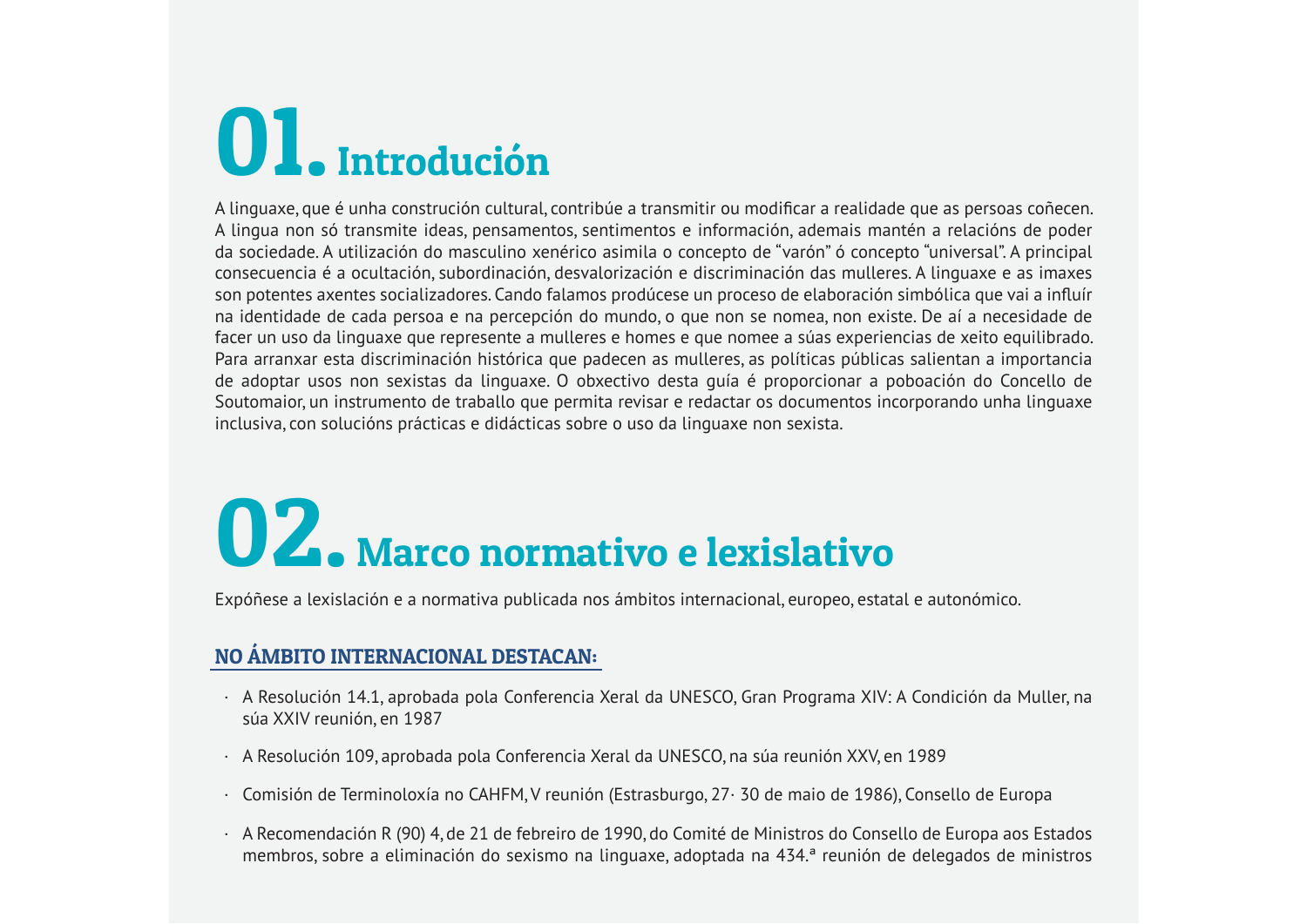# 01. Introdución

A linguaxe, que é unha construción cultural, contribúe a transmitir ou modificar a realidade que as persoas coñecen. A lingua non só transmite ideas, pensamentos, sentimentos e información, ademais mantén a relacións de poder da sociedade. A utilización do masculino xenérico asimila o concepto de "varón" ó concepto "universal". A principal consecuencia é a ocultación, subordinación, desvalorización e discriminación das mulleres. A linguaxe e as imaxes son potentes axentes socializadores. Cando falamos prodúcese un proceso de elaboración simbólica que vai a influír na identidade de cada persoa e na percepción do mundo, o que non se nomea, non existe. De aí a necesidade de facer un uso da linguaxe que represente a mulleres e homes e que nomee a súas experiencias de xeito equilibrado. Para arranxar esta discriminación histórica que padecen as mulleres, as políticas públicas salientan a importancia de adoptar usos non sexistas da linguaxe. O obxectivo desta guía é proporcionar a poboación do Concello de Soutomaior, un instrumento de traballo que permita revisar e redactar os documentos incorporando unha linguaxe inclusiva, con solucións prácticas e didácticas sobre o uso da linguaxe non sexista.

# 02. Marco normativo e lexislativo

Expóñese a lexislación e a normativa publicada nos ámbitos internacional, europeo, estatal e autonómico.

## NO ÁMBITO INTERNACIONAL DESTACAN:

- A Resolución 14.1, aprobada pola Conferencia Xeral da UNESCO, Gran Programa XIV: A Condición da Muller, na súa XXIV reunión, en 1987
- A Resolución 109, aprobada pola Conferencia Xeral da UNESCO, na súa reunión XXV, en 1989
- Comisión de Terminoloxía no CAHFM, V reunión (Estrasburgo, 27· 30 de maio de 1986), Consello de Europa
- A Recomendación R (90) 4, de 21 de febreiro de 1990, do Comité de Ministros do Consello de Europa aos Estados membros, sobre a eliminación do sexismo na linguaxe, adoptada na 434.ª reunión de delegados de ministros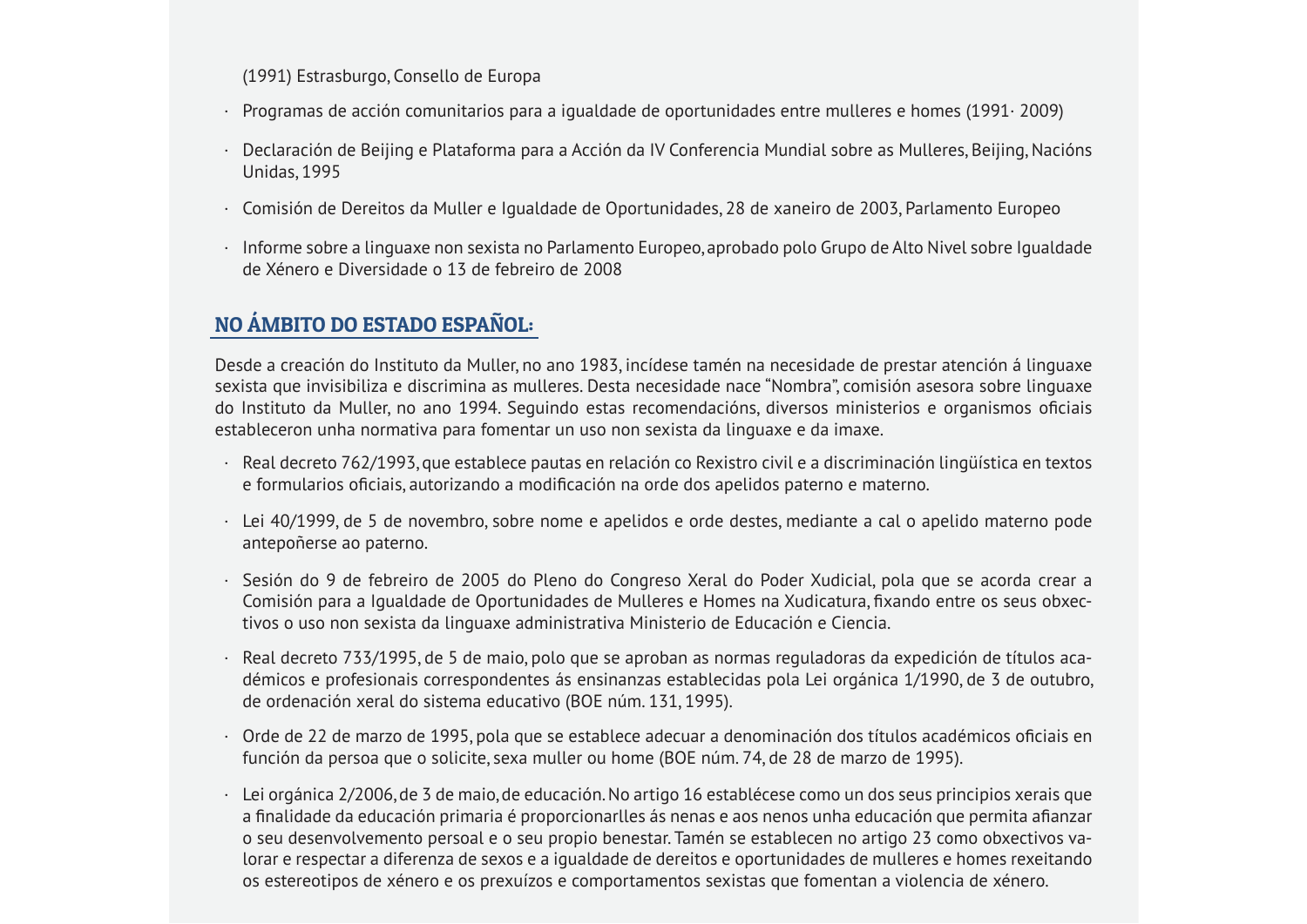(1991) Estrasburgo, Consello de Europa

- Programas de acción comunitarios para a igualdade de oportunidades entre mulleres e homes (1991· 2009)
- Declaración de Beijing e Plataforma para a Acción da IV Conferencia Mundial sobre as Mulleres, Beijing, Nacións Unidas, 1995
- Comisión de Dereitos da Muller e Igualdade de Oportunidades, 28 de xaneiro de 2003, Parlamento Europeo
- Informe sobre a linguaxe non sexista no Parlamento Europeo, aprobado polo Grupo de Alto Nivel sobre Igualdade de Xénero e Diversidade o 13 de febreiro de 2008

## NO ÁMBITO DO ESTADO ESPAÑOL:

Desde a creación do Instituto da Muller, no ano 1983, incídese tamén na necesidade de prestar atención á linguaxe sexista que invisibiliza e discrimina as mulleres. Desta necesidade nace "Nombra", comisión asesora sobre linguaxe do Instituto da Muller, no ano 1994. Seguindo estas recomendacións, diversos ministerios e organismos oficiais estableceron unha normativa para fomentar un uso non sexista da linguaxe e da imaxe.

- Real decreto 762/1993, que establece pautas en relación co Rexistro civil e a discriminación lingüística en textos e formularios oficiais, autorizando a modificación na orde dos apelidos paterno e materno.
- Lei 40/1999, de 5 de novembro, sobre nome e apelidos e orde destes, mediante a cal o apelido materno pode antepoñerse ao paterno.
- Sesión do 9 de febreiro de 2005 do Pleno do Congreso Xeral do Poder Xudicial, pola que se acorda crear a Comisión para a Igualdade de Oportunidades de Mulleres e Homes na Xudicatura, fixando entre os seus obxectivos o uso non sexista da linguaxe administrativa Ministerio de Educación e Ciencia.
- Real decreto 733/1995, de 5 de maio, polo que se aproban as normas reguladoras da expedición de títulos académicos e profesionais correspondentes ás ensinanzas establecidas pola Lei orgánica 1/1990, de 3 de outubro, de ordenación xeral do sistema educativo (BOE núm. 131, 1995).
- Orde de 22 de marzo de 1995, pola que se establece adecuar a denominación dos títulos académicos oficiais en función da persoa que o solicite, sexa muller ou home (BOE núm. 74, de 28 de marzo de 1995).
- Lei orgánica 2/2006, de 3 de maio, de educación. No artigo 16 establécese como un dos seus principios xerais que a finalidade da educación primaria é proporcionarlles ás nenas e aos nenos unha educación que permita afianzar o seu desenvolvemento persoal e o seu propio benestar. Tamén se establecen no artigo 23 como obxectivos valorar e respectar a diferenza de sexos e a igualdade de dereitos e oportunidades de mulleres e homes rexeitando os estereotipos de xénero e os prexuízos e comportamentos sexistas que fomentan a violencia de xénero.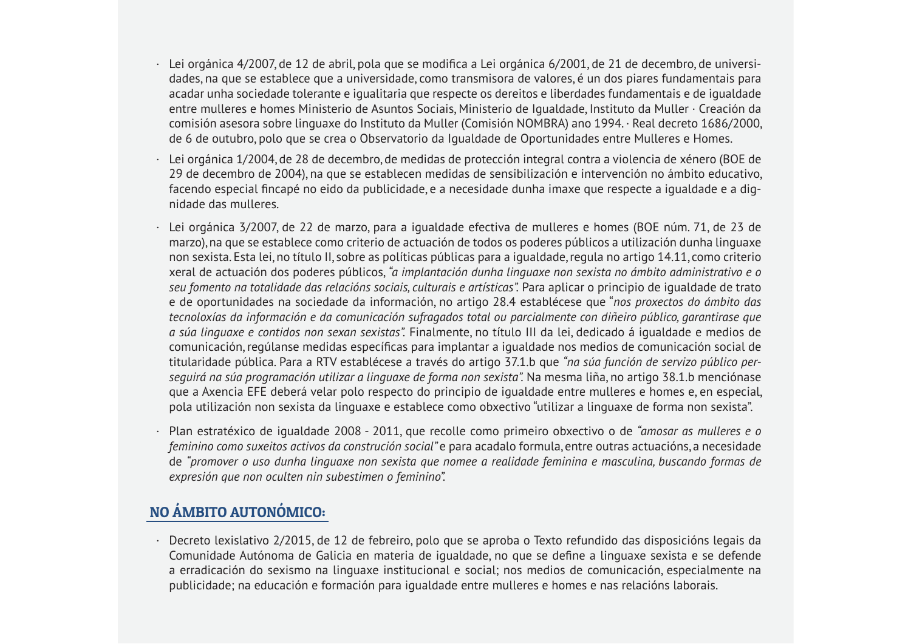- Lei orgánica 4/2007, de 12 de abril, pola que se modifica a Lei orgánica 6/2001, de 21 de decembro, de universidades, na que se establece que a universidade, como transmisora de valores, é un dos piares fundamentais para acadar unha sociedade tolerante e igualitaria que respecte os dereitos e liberdades fundamentais e de igualdade entre mulleres e homes Ministerio de Asuntos Sociais, Ministerio de Igualdade, Instituto da Muller · Creación da comisión asesora sobre linguaxe do Instituto da Muller (Comisión NOMBRA) ano 1994. · Real decreto 1686/2000, de 6 de outubro, polo que se crea o Observatorio da Igualdade de Oportunidades entre Mulleres e Homes.
- Lei orgánica 1/2004, de 28 de decembro, de medidas de protección integral contra a violencia de xénero (BOE de 29 de decembro de 2004), na que se establecen medidas de sensibilización e intervención no ámbito educativo, facendo especial fincapé no eido da publicidade, e a necesidade dunha imaxe que respecte a igualdade e a dignidade das mulleres.
- Lei orgánica 3/2007, de 22 de marzo, para a igualdade efectiva de mulleres e homes (BOE núm. 71, de 23 de marzo), na que se establece como criterio de actuación de todos os poderes públicos a utilización dunha linguaxe non sexista. Esta lei, no título II, sobre as políticas públicas para a igualdade, regula no artigo 14.11, como criterio xeral de actuación dos poderes públicos, *"a implantación dunha linguaxe non sexista no ámbito administrativo e o seu fomento na totalidade das relacións sociais, culturais e artísticas".* Para aplicar o principio de igualdade de trato e de oportunidades na sociedade da información, no artigo 28.4 establécese que "*nos proxectos do ámbito das tecnoloxías da información e da comunicación sufragados total ou parcialmente con diñeiro público, garantirase que a súa linguaxe e contidos non sexan sexistas".* Finalmente, no título III da lei, dedicado á igualdade e medios de comunicación, regúlanse medidas específicas para implantar a igualdade nos medios de comunicación social de titularidade pública. Para a RTV establécese a través do artigo 37.1.b que *"na súa función de servizo público perseguirá na súa programación utilizar a linguaxe de forma non sexista".* Na mesma liña, no artigo 38.1.b menciónase que a Axencia EFE deberá velar polo respecto do principio de igualdade entre mulleres e homes e, en especial, pola utilización non sexista da linguaxe e establece como obxectivo "utilizar a linguaxe de forma non sexista".
- Plan estratéxico de igualdade 2008 - 2011, que recolle como primeiro obxectivo o de *"amosar as mulleres e o feminino como suxeitos activos da construción social"* e para acadalo formula, entre outras actuacións, a necesidade de *"promover o uso dunha linguaxe non sexista que nomee a realidade feminina e masculina, buscando formas de expresión que non oculten nin subestimen o feminino".*

## NO ÁMBITO AUTONÓMICO:

- Decreto lexislativo 2/2015, de 12 de febreiro, polo que se aproba o Texto refundido das disposicións legais da Comunidade Autónoma de Galicia en materia de igualdade, no que se define a linguaxe sexista e se defende a erradicación do sexismo na linguaxe institucional e social; nos medios de comunicación, especialmente na publicidade; na educación e formación para igualdade entre mulleres e homes e nas relacións laborais.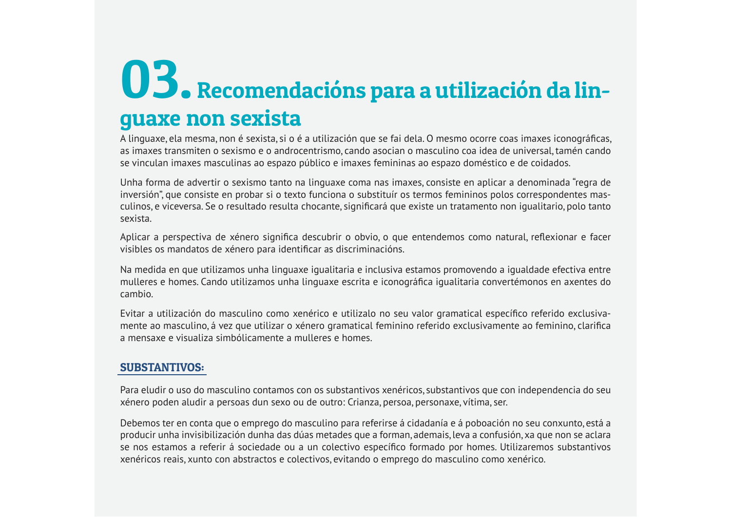# 03. Recomendacións para a utilización da linguaxe non sexista

A linguaxe, ela mesma, non é sexista, si o é a utilización que se fai dela. O mesmo ocorre coas imaxes iconográficas, as imaxes transmiten o sexismo e o androcentrismo, cando asocian o masculino coa idea de universal, tamén cando se vinculan imaxes masculinas ao espazo público e imaxes femininas ao espazo doméstico e de coidados.

Unha forma de advertir o sexismo tanto na linguaxe coma nas imaxes, consiste en aplicar a denominada "regra de inversión", que consiste en probar si o texto funciona o substituír os termos femininos polos correspondentes masculinos, e viceversa. Se o resultado resulta chocante, significará que existe un tratamento non igualitario, polo tanto sexista.

Aplicar a perspectiva de xénero significa descubrir o obvio, o que entendemos como natural, reflexionar e facer visibles os mandatos de xénero para identificar as discriminacións.

Na medida en que utilizamos unha linguaxe igualitaria e inclusiva estamos promovendo a igualdade efectiva entre mulleres e homes. Cando utilizamos unha linguaxe escrita e iconográfica igualitaria convertémonos en axentes do cambio.

Evitar a utilización do masculino como xenérico e utilizalo no seu valor gramatical específico referido exclusivamente ao masculino, á vez que utilizar o xénero gramatical feminino referido exclusivamente ao feminino, clarifica a mensaxe e visualiza simbólicamente a mulleres e homes.

## SUBSTANTIVOS:

Para eludir o uso do masculino contamos con os substantivos xenéricos, substantivos que con independencia do seu xénero poden aludir a persoas dun sexo ou de outro: Crianza, persoa, personaxe, vítima, ser.

Debemos ter en conta que o emprego do masculino para referirse á cidadanía e á poboación no seu conxunto, está a producir unha invisibilización dunha das dúas metades que a forman, ademais, leva a confusión, xa que non se aclara se nos estamos a referir á sociedade ou a un colectivo específico formado por homes. Utilizaremos substantivos xenéricos reais, xunto con abstractos e colectivos, evitando o emprego do masculino como xenérico.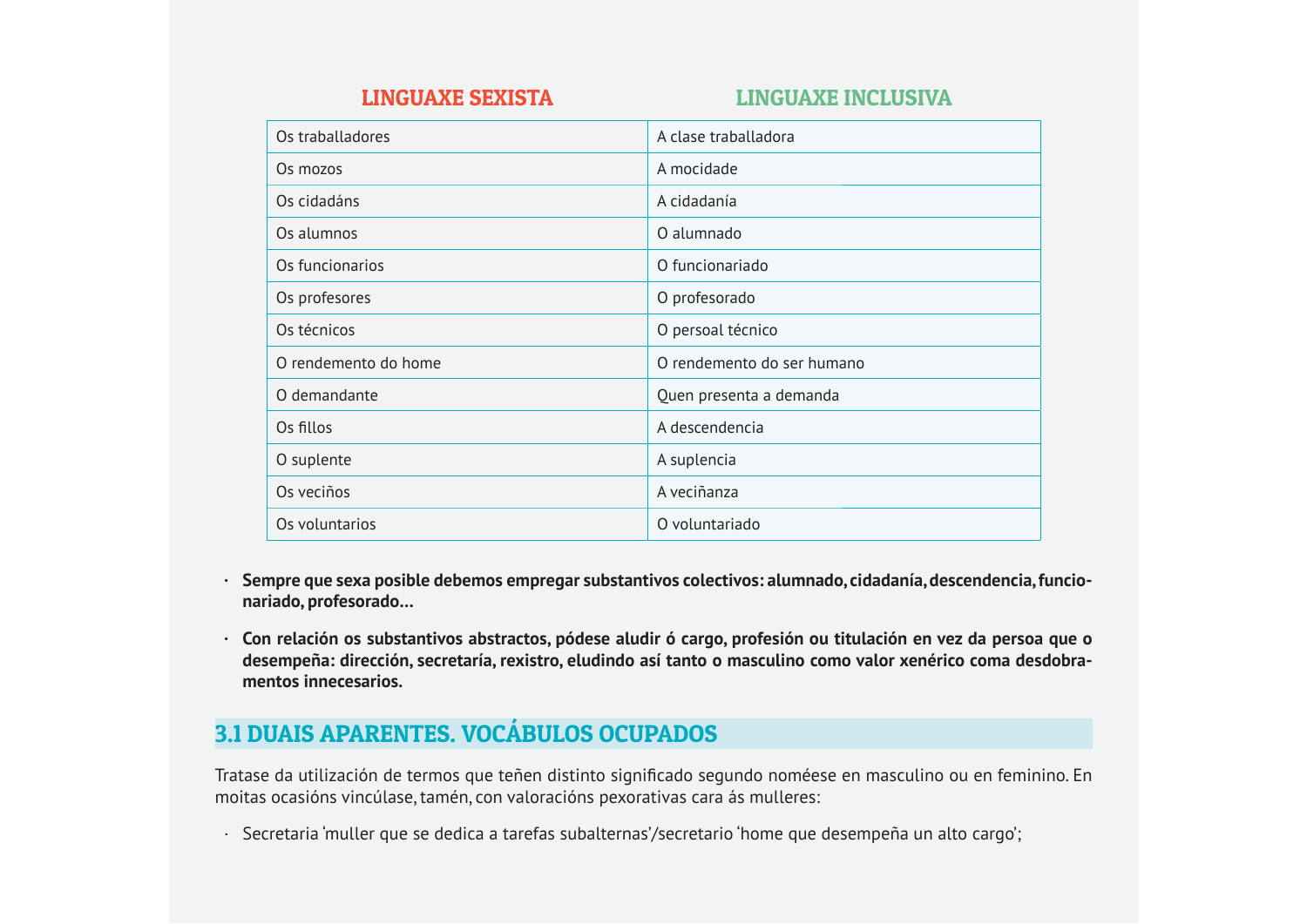| LINGUAXE SEXISTA | LINGUAXE INCLUSIVA |
| --- | --- |
| Os traballadores | A clase traballadora |
| Os mozos | A mocidade |
| Os cidadáns | A cidadanía |
| Os alumnos | O alumnado |
| Os funcionarios | O funcionariado |
| Os profesores | O profesorado |
| Os técnicos | O persoal técnico |
| O rendemento do home | O rendemento do ser humano |
| O demandante | Quen presenta a demanda |
| Os fillos | A descendencia |
| O suplente | A suplencia |
| Os veciños | A veciñanza |
| Os voluntarios | O voluntariado |

- **Sempre que sexa posible debemos empregar substantivos colectivos: alumnado, cidadanía, descendencia, funcionariado, profesorado…**
- **Con relación os substantivos abstractos, pódese aludir ó cargo, profesión ou titulación en vez da persoa que o desempeña: dirección, secretaría, rexistro, eludindo así tanto o masculino como valor xenérico coma desdobramentos innecesarios.**

## 3.1 DUAIS APARENTES. VOCÁBULOS OCUPADOS

Tratase da utilización de termos que teñen distinto significado segundo noméese en masculino ou en feminino. En moitas ocasións vincúlase, tamén, con valoracións pexorativas cara ás mulleres:

- Secretaria 'muller que se dedica a tarefas subalternas'/secretario 'home que desempeña un alto cargo';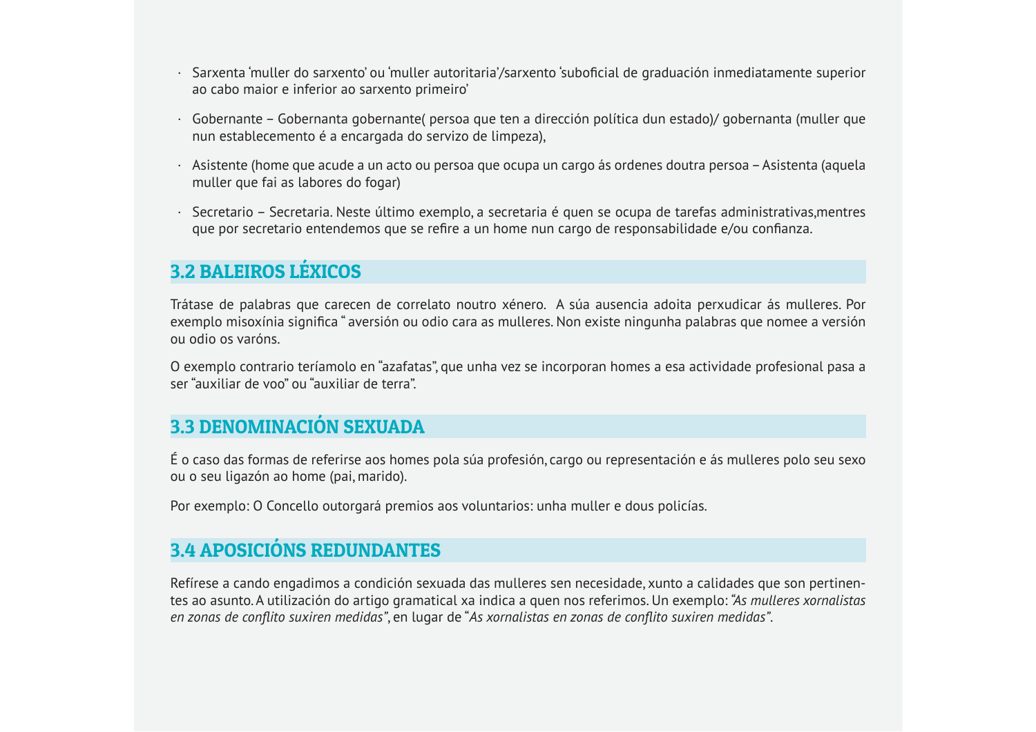- Sarxenta 'muller do sarxento' ou 'muller autoritaria'/sarxento 'suboficial de graduación inmediatamente superior ao cabo maior e inferior ao sarxento primeiro'
- Gobernante – Gobernanta gobernante( persoa que ten a dirección política dun estado)/ gobernanta (muller que nun establecemento é a encargada do servizo de limpeza),
- Asistente (home que acude a un acto ou persoa que ocupa un cargo ás ordenes doutra persoa – Asistenta (aquela muller que fai as labores do fogar)
- Secretario – Secretaria. Neste último exemplo, a secretaria é quen se ocupa de tarefas administrativas,mentres que por secretario entendemos que se refire a un home nun cargo de responsabilidade e/ou confianza.

## 3.2 BALEIROS LÉXICOS

Trátase de palabras que carecen de correlato noutro xénero. A súa ausencia adoita perxudicar ás mulleres. Por exemplo misoxínia significa " aversión ou odio cara as mulleres. Non existe ningunha palabras que nomee a versión ou odio os varóns.

O exemplo contrario teríamolo en "azafatas", que unha vez se incorporan homes a esa actividade profesional pasa a ser "auxiliar de voo" ou "auxiliar de terra".

## 3.3 DENOMINACIÓN SEXUADA

É o caso das formas de referirse aos homes pola súa profesión, cargo ou representación e ás mulleres polo seu sexo ou o seu ligazón ao home (pai, marido).

Por exemplo: O Concello outorgará premios aos voluntarios: unha muller e dous policías.

## 3.4 APOSICIÓNS REDUNDANTES

Refírese a cando engadimos a condición sexuada das mulleres sen necesidade, xunto a calidades que son pertinentes ao asunto. A utilización do artigo gramatical xa indica a quen nos referimos. Un exemplo: *"As mulleres xornalistas en zonas de conflito suxiren medidas"*, en lugar de "*As xornalistas en zonas de conflito suxiren medidas"*.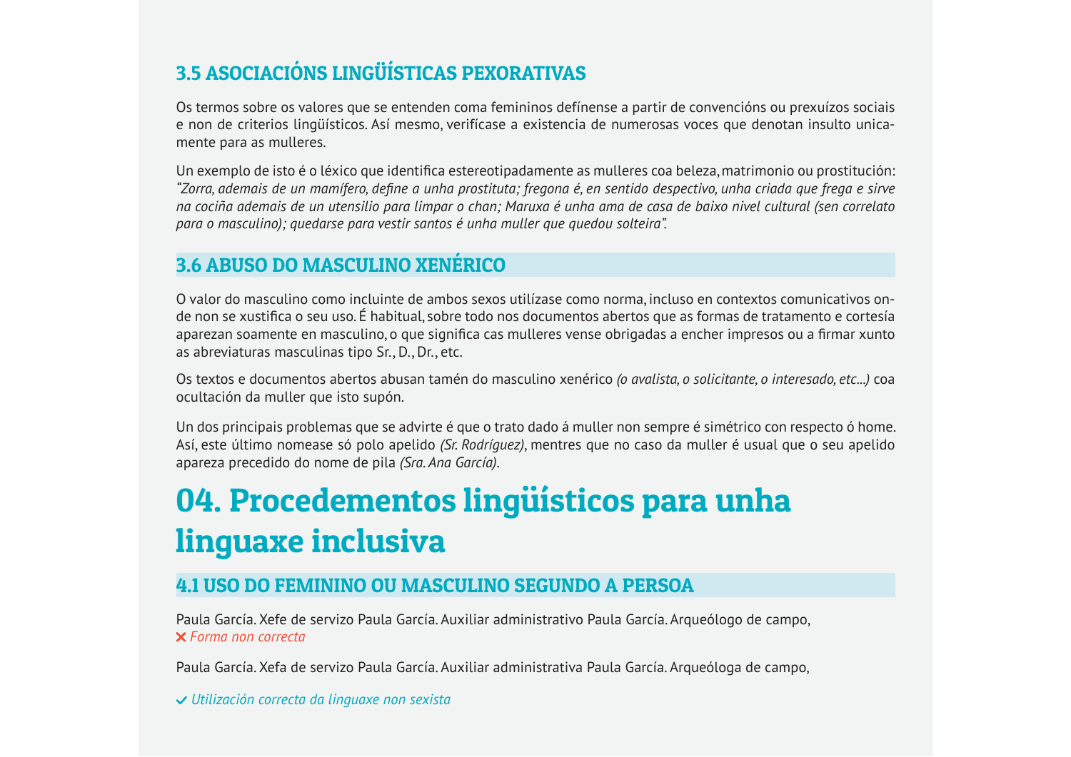### 3.5 ASOCIACIÓNS LINGÜÍSTICAS PEXORATIVAS

Os termos sobre os valores que se entenden coma femininos defínense a partir de convencións ou prexuízos sociais e non de criterios lingüísticos. Así mesmo, verifícase a existencia de numerosas voces que denotan insulto unicamente para as mulleres.

Un exemplo de isto é o léxico que identifica estereotipadamente as mulleres coa beleza, matrimonio ou prostitución: *"Zorra, ademais de un mamífero, define a unha prostituta; fregona é, en sentido despectivo, unha criada que frega e sirve na cociña ademais de un utensilio para limpar o chan; Maruxa é unha ama de casa de baixo nivel cultural (sen correlato para o masculino); quedarse para vestir santos é unha muller que quedou solteira".*

### 3.6 ABUSO DO MASCULINO XENÉRICO

O valor do masculino como incluinte de ambos sexos utilízase como norma, incluso en contextos comunicativos onde non se xustifica o seu uso. É habitual, sobre todo nos documentos abertos que as formas de tratamento e cortesía aparezan soamente en masculino, o que significa cas mulleres vense obrigadas a encher impresos ou a firmar xunto as abreviaturas masculinas tipo Sr., D., Dr., etc.

Os textos e documentos abertos abusan tamén do masculino xenérico *(o avalista, o solicitante, o interesado, etc...)* coa ocultación da muller que isto supón.

Un dos principais problemas que se advirte é que o trato dado á muller non sempre é simétrico con respecto ó home. Así, este último nomease só polo apelido *(Sr. Rodríguez)*, mentres que no caso da muller é usual que o seu apelido apareza precedido do nome de pila *(Sra. Ana García)*.

# 04. Procedementos lingüísticos para unha linguaxe inclusiva

### 4.1 USO DO FEMININO OU MASCULINO SEGUNDO A PERSOA

Paula García. Xefe de servizo Paula García. Auxiliar administrativo Paula García. Arqueólogo de campo,

✗ *Forma non correcta*

Paula García. Xefa de servizo Paula García. Auxiliar administrativa Paula García. Arqueóloga de campo,

✓ *Utilización correcta da linguaxe non sexista*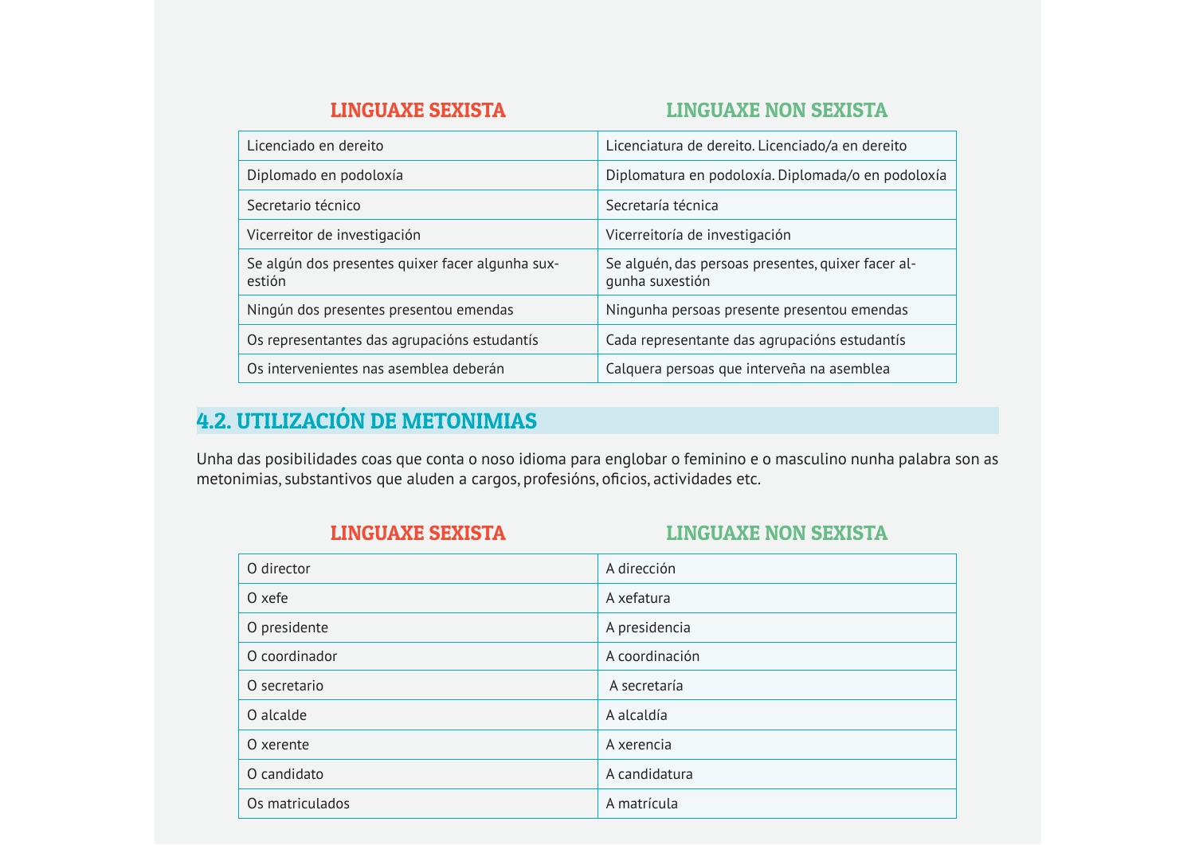| LINGUAXE SEXISTA | LINGUAXE NON SEXISTA |
|---|---|
| Licenciado en dereito | Licenciatura de dereito. Licenciado/a en dereito |
| Diplomado en podoloxía | Diplomatura en podoloxía. Diplomada/o en podoloxía |
| Secretario técnico | Secretaría técnica |
| Vicerreitor de investigación | Vicerreitoría de investigación |
| Se algún dos presentes quixer facer algunha suxestión | Se alguén, das persoas presentes, quixer facer algunha suxestión |
| Ningún dos presentes presentou emendas | Ningunha persoas presente presentou emendas |
| Os representantes das agrupacións estudantís | Cada representante das agrupacións estudantís |
| Os intervenientes nas asemblea deberán | Calquera persoas que interveña na asemblea |

## 4.2. UTILIZACIÓN DE METONIMIAS

Unha das posibilidades coas que conta o noso idioma para englobar o feminino e o masculino nunha palabra son as metonimias, substantivos que aluden a cargos, profesións, oficios, actividades etc.

| LINGUAXE SEXISTA | LINGUAXE NON SEXISTA |
|---|---|
| O director | A dirección |
| O xefe | A xefatura |
| O presidente | A presidencia |
| O coordinador | A coordinación |
| O secretario | A secretaría |
| O alcalde | A alcaldía |
| O xerente | A xerencia |
| O candidato | A candidatura |
| Os matriculados | A matrícula |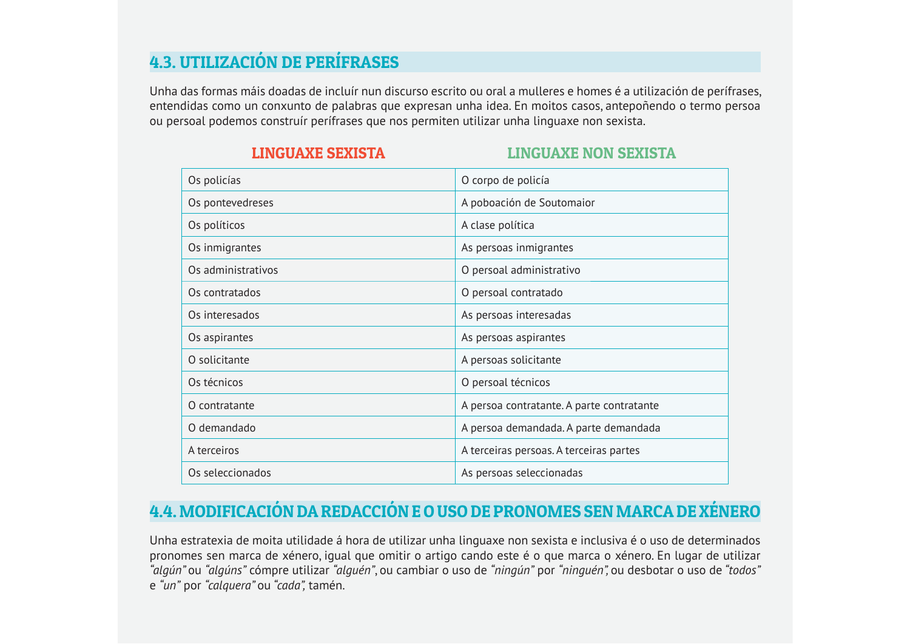## 4.3. UTILIZACIÓN DE PERÍFRASES

Unha das formas máis doadas de incluír nun discurso escrito ou oral a mulleres e homes é a utilización de perífrases, entendidas como un conxunto de palabras que expresan unha idea. En moitos casos, antepoñendo o termo persoa ou persoal podemos construír perífrases que nos permiten utilizar unha linguaxe non sexista.

| LINGUAXE SEXISTA | LINGUAXE NON SEXISTA |
|---|---|
| Os policías | O corpo de policía |
| Os pontevedreses | A poboación de Soutomaior |
| Os políticos | A clase política |
| Os inmigrantes | As persoas inmigrantes |
| Os administrativos | O persoal administrativo |
| Os contratados | O persoal contratado |
| Os interesados | As persoas interesadas |
| Os aspirantes | As persoas aspirantes |
| O solicitante | A persoas solicitante |
| Os técnicos | O persoal técnicos |
| O contratante | A persoa contratante. A parte contratante |
| O demandado | A persoa demandada. A parte demandada |
| A terceiros | A terceiras persoas. A terceiras partes |
| Os seleccionados | As persoas seleccionadas |

## 4.4. MODIFICACIÓN DA REDACCIÓN E O USO DE PRONOMES SEN MARCA DE XÉNERO

Unha estratexia de moita utilidade á hora de utilizar unha linguaxe non sexista e inclusiva é o uso de determinados pronomes sen marca de xénero, igual que omitir o artigo cando este é o que marca o xénero. En lugar de utilizar *"algún"* ou *"algúns"* cómpre utilizar *"alguén"*, ou cambiar o uso de *"ningún"* por *"ninguén",* ou desbotar o uso de *"todos"* e *"un"* por *"calquera"* ou *"cada",* tamén.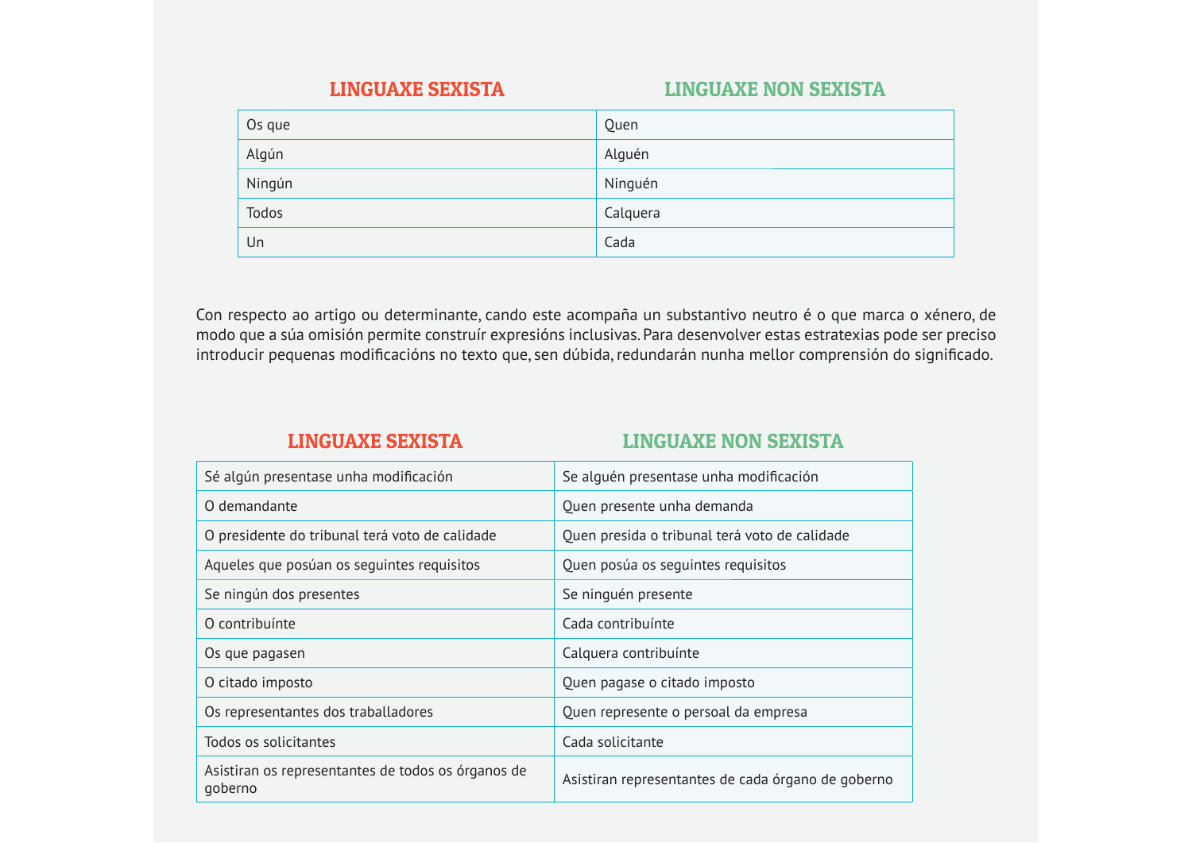| LINGUAXE SEXISTA | LINGUAXE NON SEXISTA |
|---|---|
| Os que | Quen |
| Algún | Alguén |
| Ningún | Ninguén |
| Todos | Calquera |
| Un | Cada |

Con respecto ao artigo ou determinante, cando este acompaña un substantivo neutro é o que marca o xénero, de modo que a súa omisión permite construír expresións inclusivas. Para desenvolver estas estratexias pode ser preciso introducir pequenas modificacións no texto que, sen dúbida, redundarán nunha mellor comprensión do significado.

| LINGUAXE SEXISTA | LINGUAXE NON SEXISTA |
|---|---|
| Sé algún presentase unha modificación | Se alguén presentase unha modificación |
| O demandante | Quen presente unha demanda |
| O presidente do tribunal terá voto de calidade | Quen presida o tribunal terá voto de calidade |
| Aqueles que posúan os seguintes requisitos | Quen posúa os seguintes requisitos |
| Se ningún dos presentes | Se ninguén presente |
| O contribuínte | Cada contribuínte |
| Os que pagasen | Calquera contribuínte |
| O citado imposto | Quen pagase o citado imposto |
| Os representantes dos traballadores | Quen represente o persoal da empresa |
| Todos os solicitantes | Cada solicitante |
| Asistiran os representantes de todos os órganos de goberno | Asistiran representantes de cada órgano de goberno |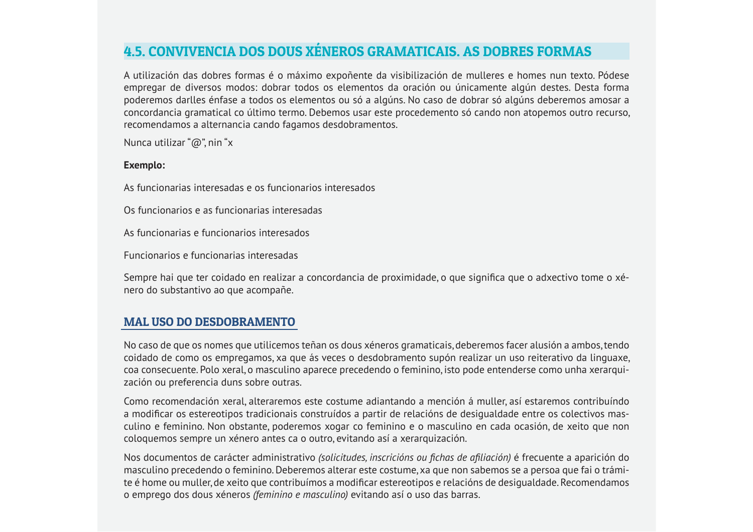## 4.5. CONVIVENCIA DOS DOUS XÉNEROS GRAMATICAIS. AS DOBRES FORMAS

A utilización das dobres formas é o máximo expoñente da visibilización de mulleres e homes nun texto. Pódese empregar de diversos modos: dobrar todos os elementos da oración ou únicamente algún destes. Desta forma poderemos darlles énfase a todos os elementos ou só a algúns. No caso de dobrar só algúns deberemos amosar a concordancia gramatical co último termo. Debemos usar este procedemento só cando non atopemos outro recurso, recomendamos a alternancia cando fagamos desdobramentos.

Nunca utilizar "@", nin "x

**Exemplo:**

As funcionarias interesadas e os funcionarios interesados

Os funcionarios e as funcionarias interesadas

As funcionarias e funcionarios interesados

Funcionarios e funcionarias interesadas

Sempre hai que ter coidado en realizar a concordancia de proximidade, o que significa que o adxectivo tome o xénero do substantivo ao que acompañe.

### MAL USO DO DESDOBRAMENTO

No caso de que os nomes que utilicemos teñan os dous xéneros gramaticais, deberemos facer alusión a ambos, tendo coidado de como os empregamos, xa que ás veces o desdobramento supón realizar un uso reiterativo da linguaxe, coa consecuente. Polo xeral, o masculino aparece precedendo o feminino, isto pode entenderse como unha xerarquización ou preferencia duns sobre outras.

Como recomendación xeral, alteraremos este costume adiantando a mención á muller, así estaremos contribuíndo a modificar os estereotipos tradicionais construídos a partir de relacións de desigualdade entre os colectivos masculino e feminino. Non obstante, poderemos xogar co feminino e o masculino en cada ocasión, de xeito que non coloquemos sempre un xénero antes ca o outro, evitando así a xerarquización.

Nos documentos de carácter administrativo *(solicitudes, inscricións ou fichas de afiliación)* é frecuente a aparición do masculino precedendo o feminino. Deberemos alterar este costume, xa que non sabemos se a persoa que fai o trámite é home ou muller, de xeito que contribuímos a modificar estereotipos e relacións de desigualdade. Recomendamos o emprego dos dous xéneros *(feminino e masculino)* evitando así o uso das barras.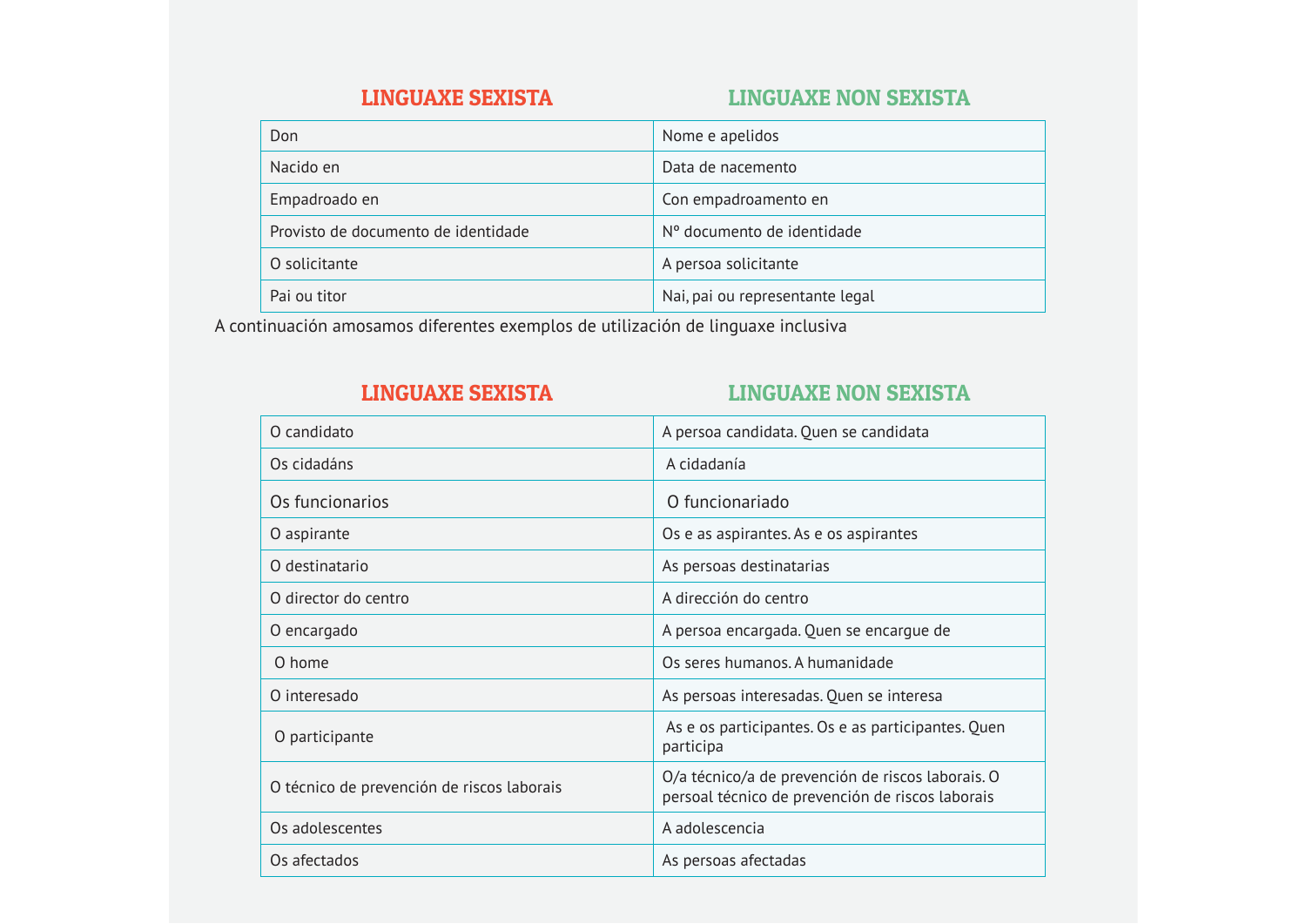| LINGUAXE SEXISTA | LINGUAXE NON SEXISTA |
|---|---|
| Don | Nome e apelidos |
| Nacido en | Data de nacemento |
| Empadroado en | Con empadroamento en |
| Provisto de documento de identidade | Nº documento de identidade |
| O solicitante | A persoa solicitante |
| Pai ou titor | Nai, pai ou representante legal |

A continuación amosamos diferentes exemplos de utilización de linguaxe inclusiva

| LINGUAXE SEXISTA | LINGUAXE NON SEXISTA |
|---|---|
| O candidato | A persoa candidata. Quen se candidata |
| Os cidadáns | A cidadanía |
| Os funcionarios | O funcionariado |
| O aspirante | Os e as aspirantes. As e os aspirantes |
| O destinatario | As persoas destinatarias |
| O director do centro | A dirección do centro |
| O encargado | A persoa encargada. Quen se encargue de |
| O home | Os seres humanos. A humanidade |
| O interesado | As persoas interesadas. Quen se interesa |
| O participante | As e os participantes. Os e as participantes. Quen participa |
| O técnico de prevención de riscos laborais | O/a técnico/a de prevención de riscos laborais. O persoal técnico de prevención de riscos laborais |
| Os adolescentes | A adolescencia |
| Os afectados | As persoas afectadas |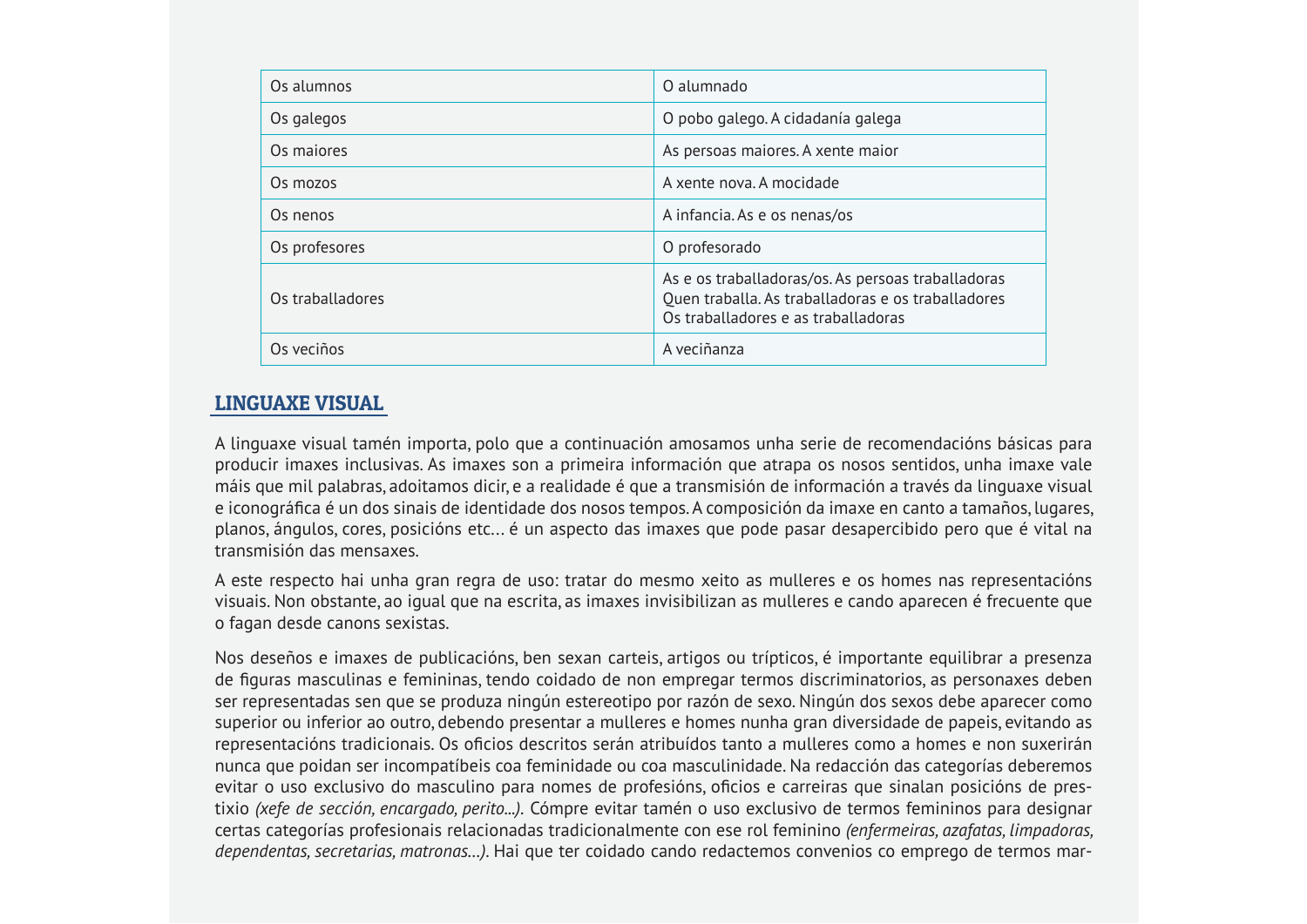| | |
|---|---|
| Os alumnos | O alumnado |
| Os galegos | O pobo galego. A cidadanía galega |
| Os maiores | As persoas maiores. A xente maior |
| Os mozos | A xente nova. A mocidade |
| Os nenos | A infancia. As e os nenas/os |
| Os profesores | O profesorado |
| Os traballadores | As e os traballadoras/os. As persoas traballadoras<br>Quen traballa. As traballadoras e os traballadores<br>Os traballadores e as traballadoras |
| Os veciños | A veciñanza |

## LINGUAXE VISUAL

A linguaxe visual tamén importa, polo que a continuación amosamos unha serie de recomendacións básicas para producir imaxes inclusivas. As imaxes son a primeira información que atrapa os nosos sentidos, unha imaxe vale máis que mil palabras, adoitamos dicir, e a realidade é que a transmisión de información a través da linguaxe visual e iconográfica é un dos sinais de identidade dos nosos tempos. A composición da imaxe en canto a tamaños, lugares, planos, ángulos, cores, posicións etc… é un aspecto das imaxes que pode pasar desapercibido pero que é vital na transmisión das mensaxes.

A este respecto hai unha gran regra de uso: tratar do mesmo xeito as mulleres e os homes nas representacións visuais. Non obstante, ao igual que na escrita, as imaxes invisibilizan as mulleres e cando aparecen é frecuente que o fagan desde canons sexistas.

Nos deseños e imaxes de publicacións, ben sexan carteis, artigos ou trípticos, é importante equilibrar a presenza de figuras masculinas e femininas, tendo coidado de non empregar termos discriminatorios, as personaxes deben ser representadas sen que se produza ningún estereotipo por razón de sexo. Ningún dos sexos debe aparecer como superior ou inferior ao outro, debendo presentar a mulleres e homes nunha gran diversidade de papeis, evitando as representacións tradicionais. Os oficios descritos serán atribuídos tanto a mulleres como a homes e non suxerirán nunca que poidan ser incompatíbeis coa feminidade ou coa masculinidade. Na redacción das categorías deberemos evitar o uso exclusivo do masculino para nomes de profesións, oficios e carreiras que sinalan posicións de prestixio *(xefe de sección, encargado, perito...)*. Cómpre evitar tamén o uso exclusivo de termos femininos para designar certas categorías profesionais relacionadas tradicionalmente con ese rol feminino *(enfermeiras, azafatas, limpadoras, dependentas, secretarias, matronas…)*. Hai que ter coidado cando redactemos convenios co emprego de termos mar-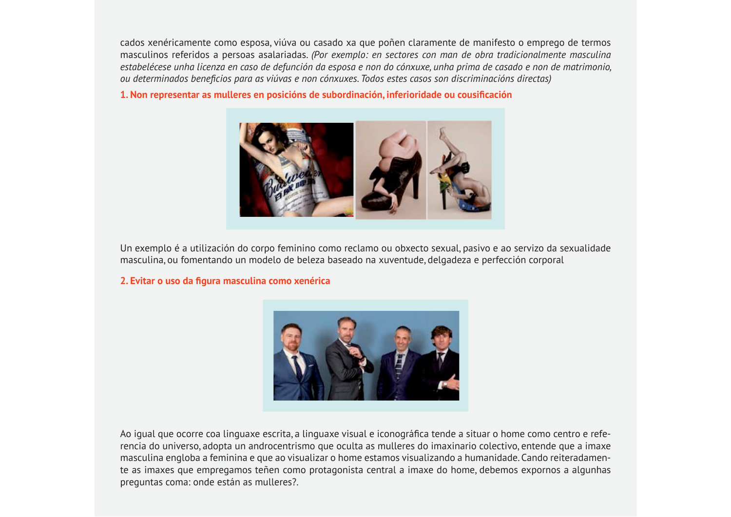cados xenéricamente como esposa, viúva ou casado xa que poñen claramente de manifesto o emprego de termos masculinos referidos a persoas asalariadas. *(Por exemplo: en sectores con man de obra tradicionalmente masculina estabelécese unha licenza en caso de defunción da esposa e non do cónxuxe, unha prima de casado e non de matrimonio, ou determinados beneficios para as viúvas e non cónxuxes. Todos estes casos son discriminacións directas)*

### 1. Non representar as mulleres en posicións de subordinación, inferioridade ou cousificación

Un exemplo é a utilización do corpo feminino como reclamo ou obxecto sexual, pasivo e ao servizo da sexualidade masculina, ou fomentando un modelo de beleza baseado na xuventude, delgadeza e perfección corporal

### 2. Evitar o uso da figura masculina como xenérica

Ao igual que ocorre coa linguaxe escrita, a linguaxe visual e iconográfica tende a situar o home como centro e referencia do universo, adopta un androcentrismo que oculta as mulleres do imaxinario colectivo, entende que a imaxe masculina engloba a feminina e que ao visualizar o home estamos visualizando a humanidade. Cando reiteradamente as imaxes que empregamos teñen como protagonista central a imaxe do home, debemos expornos a algunhas preguntas coma: onde están as mulleres?.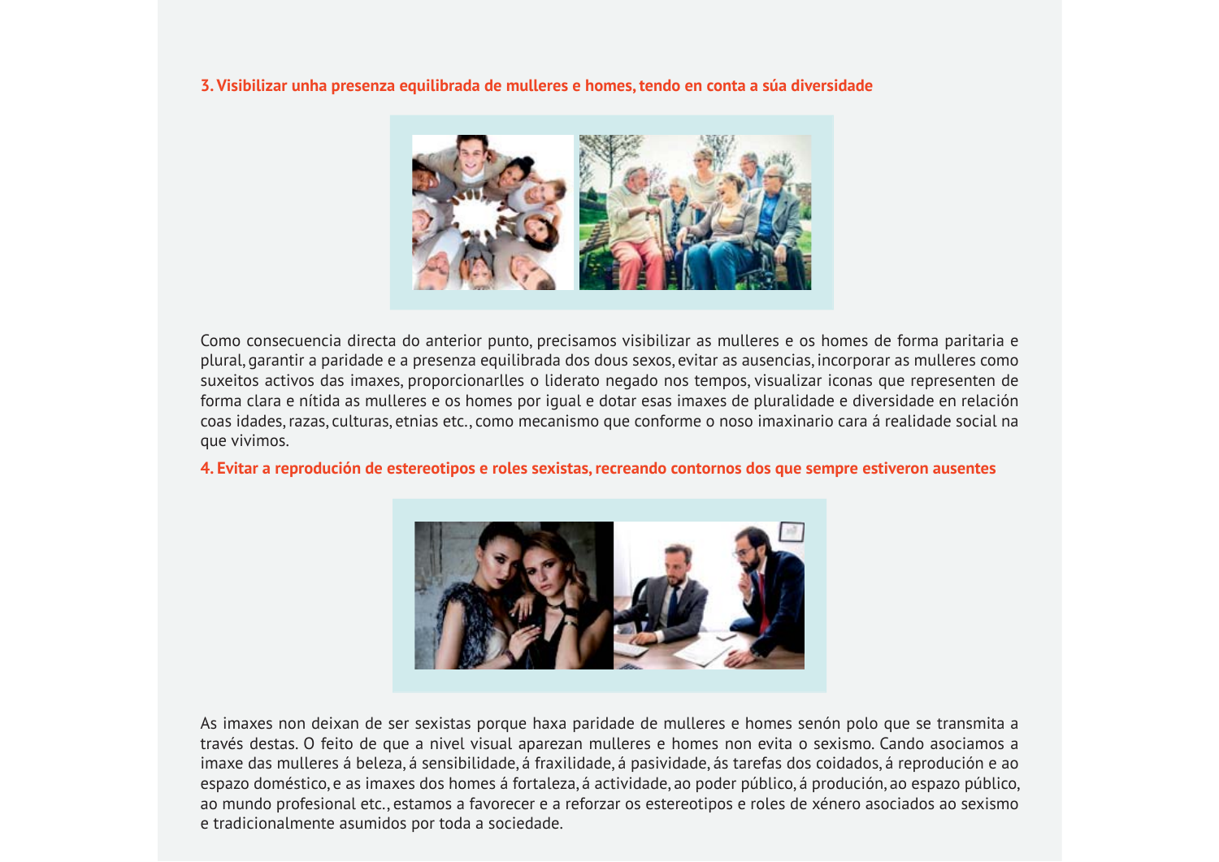### 3. Visibilizar unha presenza equilibrada de mulleres e homes, tendo en conta a súa diversidade

Como consecuencia directa do anterior punto, precisamos visibilizar as mulleres e os homes de forma paritaria e plural, garantir a paridade e a presenza equilibrada dos dous sexos, evitar as ausencias, incorporar as mulleres como suxeitos activos das imaxes, proporcionarlles o liderato negado nos tempos, visualizar iconas que representen de forma clara e nítida as mulleres e os homes por igual e dotar esas imaxes de pluralidade e diversidade en relación coas idades, razas, culturas, etnias etc., como mecanismo que conforme o noso imaxinario cara á realidade social na que vivimos.

### 4. Evitar a reprodución de estereotipos e roles sexistas, recreando contornos dos que sempre estiveron ausentes

As imaxes non deixan de ser sexistas porque haxa paridade de mulleres e homes senón polo que se transmita a través destas. O feito de que a nivel visual aparezan mulleres e homes non evita o sexismo. Cando asociamos a imaxe das mulleres á beleza, á sensibilidade, á fraxilidade, á pasividade, ás tarefas dos coidados, á reprodución e ao espazo doméstico, e as imaxes dos homes á fortaleza, á actividade, ao poder público, á produción, ao espazo público, ao mundo profesional etc., estamos a favorecer e a reforzar os estereotipos e roles de xénero asociados ao sexismo e tradicionalmente asumidos por toda a sociedade.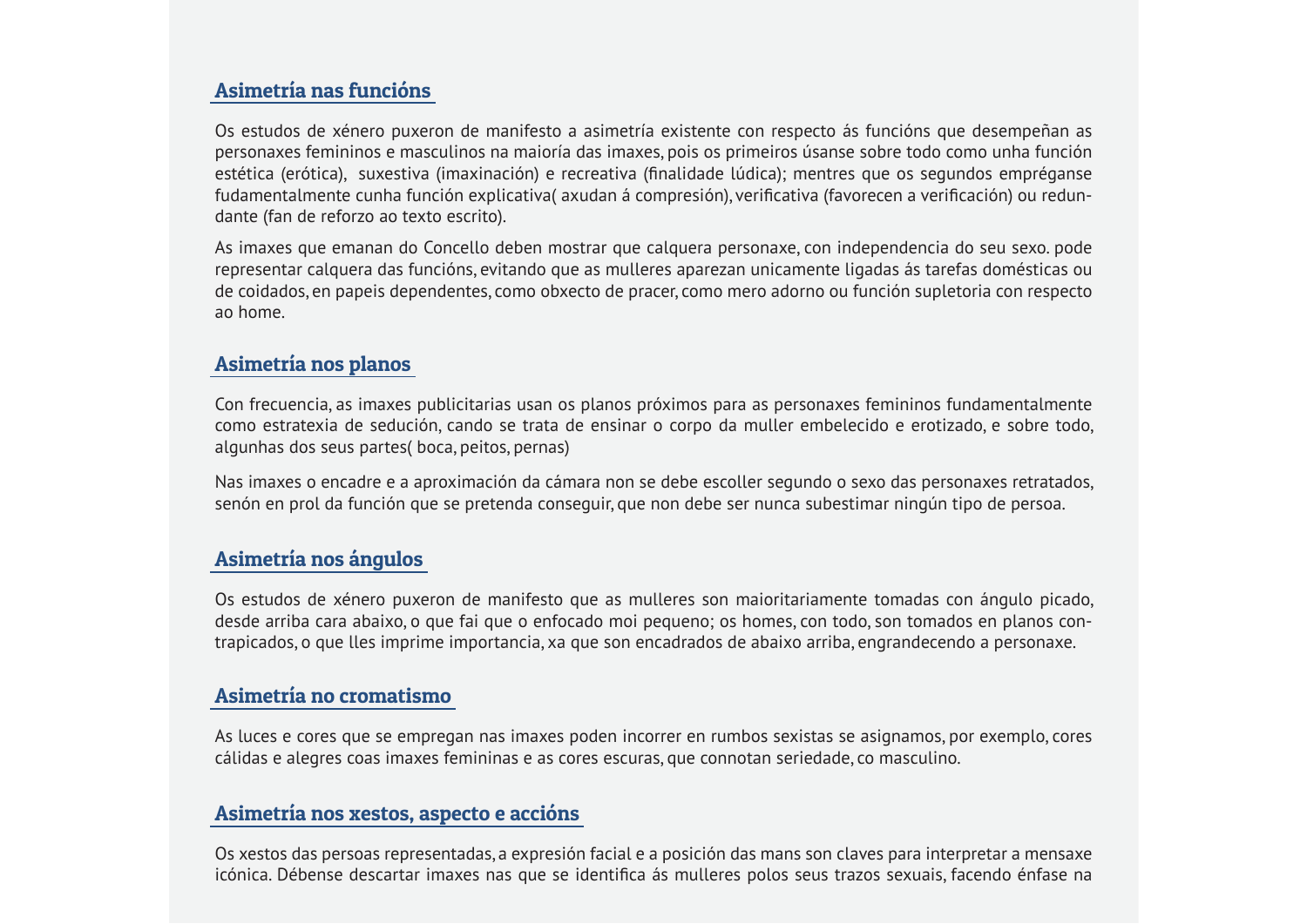## Asimetría nas funcións

Os estudos de xénero puxeron de manifesto a asimetría existente con respecto ás funcións que desempeñan as personaxes femininos e masculinos na maioría das imaxes, pois os primeiros úsanse sobre todo como unha función estética (erótica), suxestiva (imaxinación) e recreativa (finalidade lúdica); mentres que os segundos empréganse fudamentalmente cunha función explicativa( axudan á compresión), verificativa (favorecen a verificación) ou redundante (fan de reforzo ao texto escrito).

As imaxes que emanan do Concello deben mostrar que calquera personaxe, con independencia do seu sexo. pode representar calquera das funcións, evitando que as mulleres aparezan unicamente ligadas ás tarefas domésticas ou de coidados, en papeis dependentes, como obxecto de pracer, como mero adorno ou función supletoria con respecto ao home.

## Asimetría nos planos

Con frecuencia, as imaxes publicitarias usan os planos próximos para as personaxes femininos fundamentalmente como estratexia de sedución, cando se trata de ensinar o corpo da muller embelecido e erotizado, e sobre todo, algunhas dos seus partes( boca, peitos, pernas)

Nas imaxes o encadre e a aproximación da cámara non se debe escoller segundo o sexo das personaxes retratados, senón en prol da función que se pretenda conseguir, que non debe ser nunca subestimar ningún tipo de persoa.

## Asimetría nos ángulos

Os estudos de xénero puxeron de manifesto que as mulleres son maioritariamente tomadas con ángulo picado, desde arriba cara abaixo, o que fai que o enfocado moi pequeno; os homes, con todo, son tomados en planos contrapicados, o que lles imprime importancia, xa que son encadrados de abaixo arriba, engrandecendo a personaxe.

## Asimetría no cromatismo

As luces e cores que se empregan nas imaxes poden incorrer en rumbos sexistas se asignamos, por exemplo, cores cálidas e alegres coas imaxes femininas e as cores escuras, que connotan seriedade, co masculino.

## Asimetría nos xestos, aspecto e accións

Os xestos das persoas representadas, a expresión facial e a posición das mans son claves para interpretar a mensaxe icónica. Débense descartar imaxes nas que se identifica ás mulleres polos seus trazos sexuais, facendo énfase na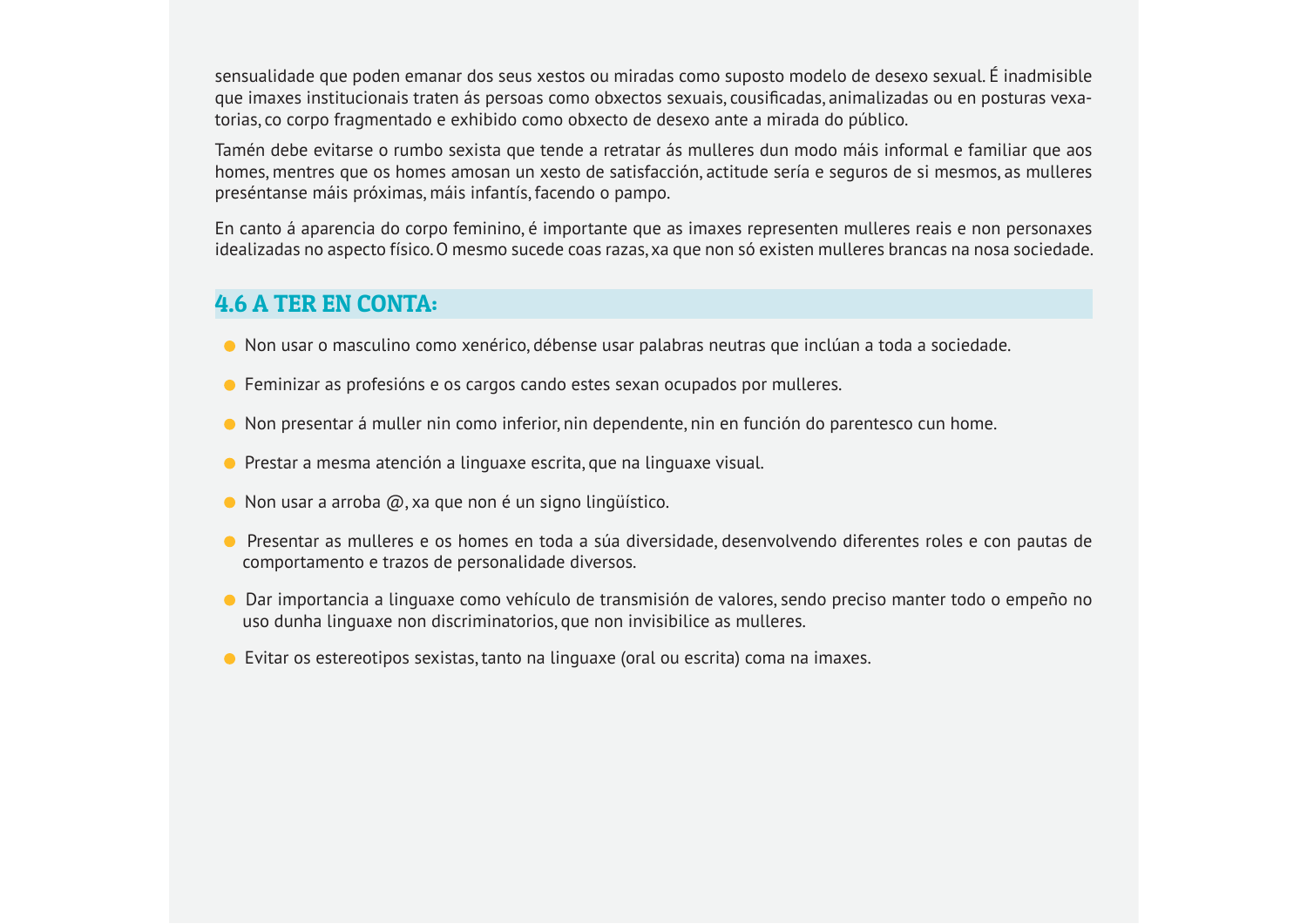sensualidade que poden emanar dos seus xestos ou miradas como suposto modelo de desexo sexual. É inadmisible que imaxes institucionais traten ás persoas como obxectos sexuais, cousificadas, animalizadas ou en posturas vexatorias, co corpo fragmentado e exhibido como obxecto de desexo ante a mirada do público.

Tamén debe evitarse o rumbo sexista que tende a retratar ás mulleres dun modo máis informal e familiar que aos homes, mentres que os homes amosan un xesto de satisfacción, actitude sería e seguros de si mesmos, as mulleres preséntanse máis próximas, máis infantís, facendo o pampo.

En canto á aparencia do corpo feminino, é importante que as imaxes representen mulleres reais e non personaxes idealizadas no aspecto físico. O mesmo sucede coas razas, xa que non só existen mulleres brancas na nosa sociedade.

## 4.6 A TER EN CONTA:

- Non usar o masculino como xenérico, débense usar palabras neutras que inclúan a toda a sociedade.
- Feminizar as profesións e os cargos cando estes sexan ocupados por mulleres.
- Non presentar á muller nin como inferior, nin dependente, nin en función do parentesco cun home.
- Prestar a mesma atención a linguaxe escrita, que na linguaxe visual.
- Non usar a arroba @, xa que non é un signo lingüístico.
- Presentar as mulleres e os homes en toda a súa diversidade, desenvolvendo diferentes roles e con pautas de comportamento e trazos de personalidade diversos.
- Dar importancia a linguaxe como vehículo de transmisión de valores, sendo preciso manter todo o empeño no uso dunha linguaxe non discriminatorios, que non invisibilice as mulleres.
- Evitar os estereotipos sexistas, tanto na linguaxe (oral ou escrita) coma na imaxes.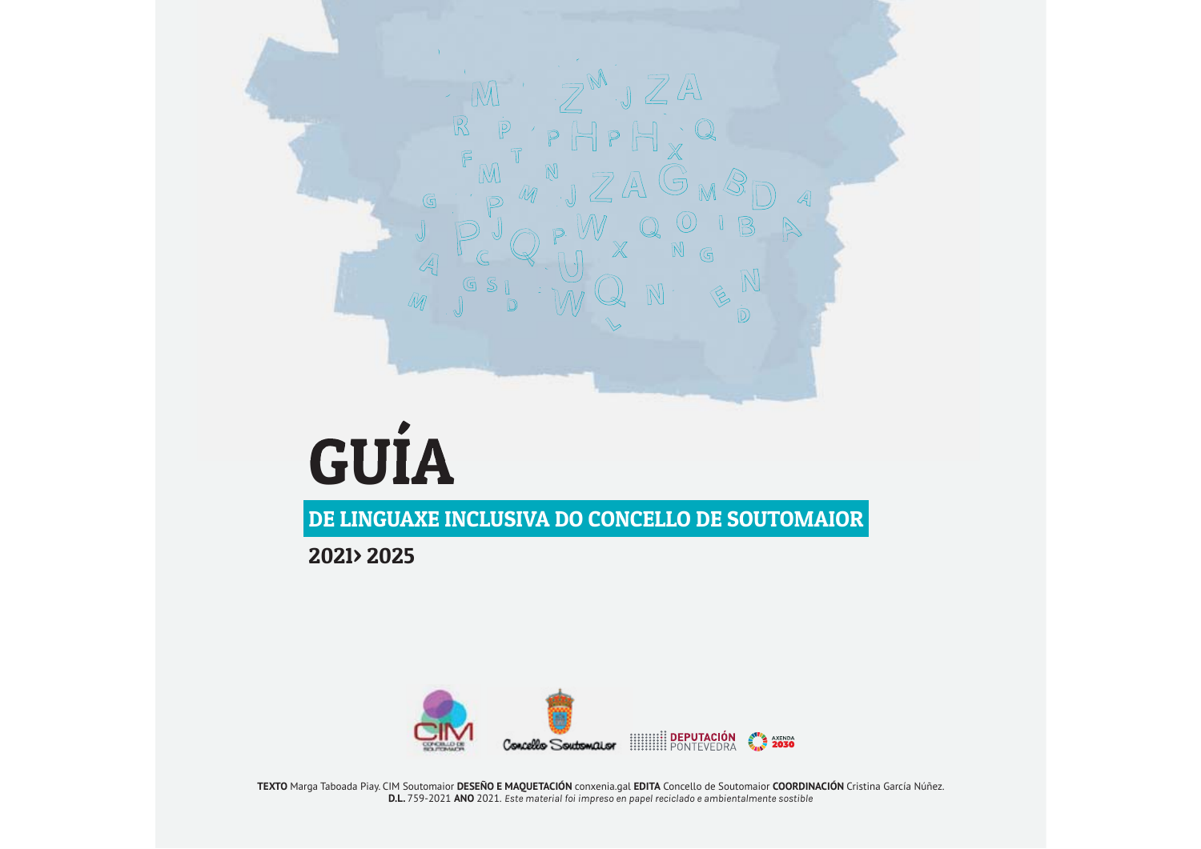# GUÍA

## DE LINGUAXE INCLUSIVA DO CONCELLO DE SOUTOMAIOR

**2021› 2025**

**TEXTO** Marga Taboada Piay. CIM Soutomaior **DESEÑO E MAQUETACIÓN** conxenia.gal **EDITA** Concello de Soutomaior **COORDINACIÓN** Cristina García Núñez.
**D.L.** 759-2021 **ANO** 2021. *Este material foi impreso en papel reciclado e ambientalmente sostible*